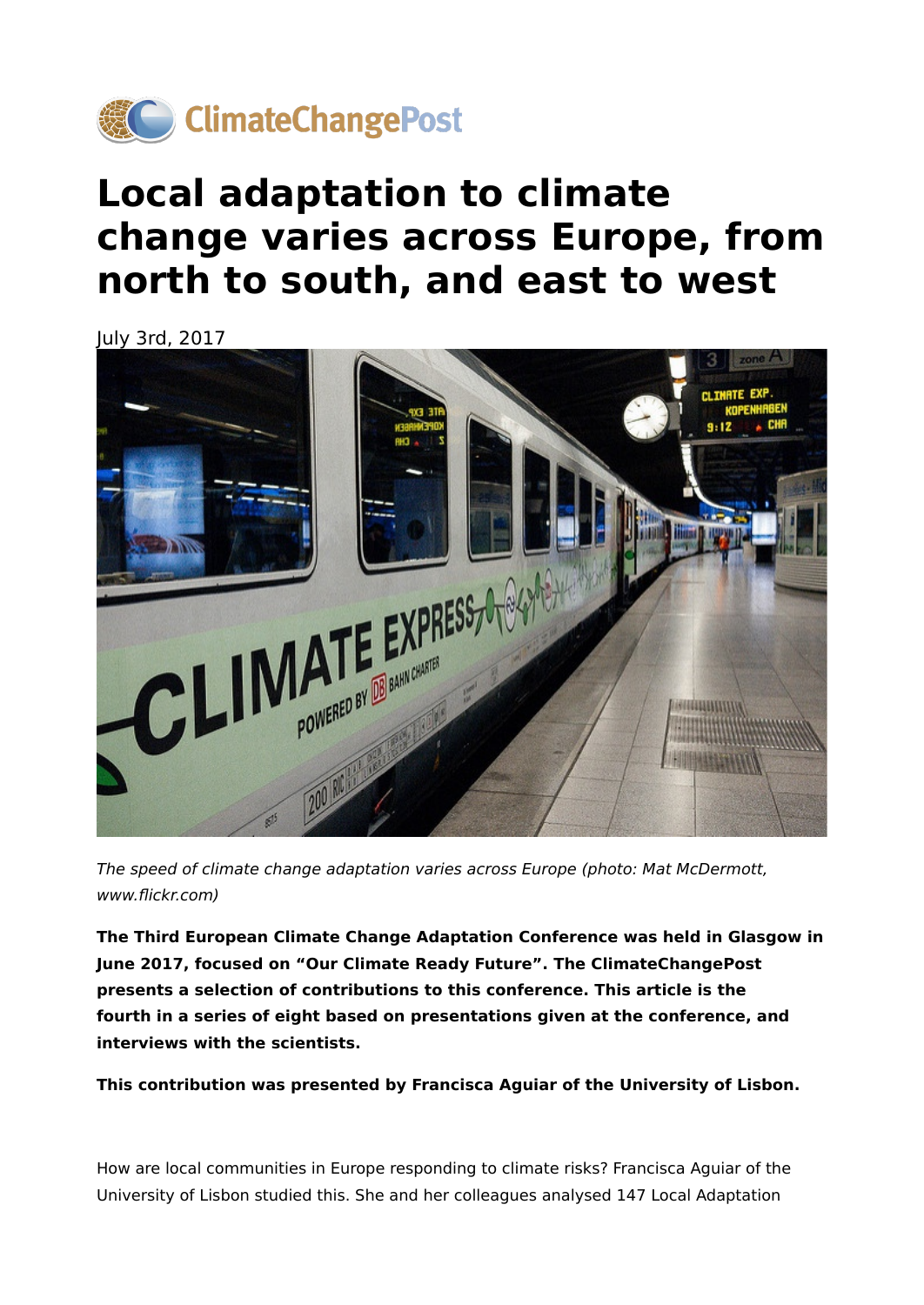ClimateChangePost

# Local adaptation to climate change varies across Europe, from north to south, and east to west

July 3rd, 2017

*The speed of climate change adaptation varies across Europe (photo: Mat McDermott, www.flickr.com)*

**The Third European Climate Change Adaptation Conference was held in Glasgow in June 2017, focused on "Our Climate Ready Future". The ClimateChangePost presents a selection of contributions to this conference. This article is the fourth in a series of eight based on presentations given at the conference, and interviews with the scientists.**

**This contribution was presented by Francisca Aguiar of the University of Lisbon.**

How are local communities in Europe responding to climate risks? Francisca Aguiar of the University of Lisbon studied this. She and her colleagues analysed 147 Local Adaptation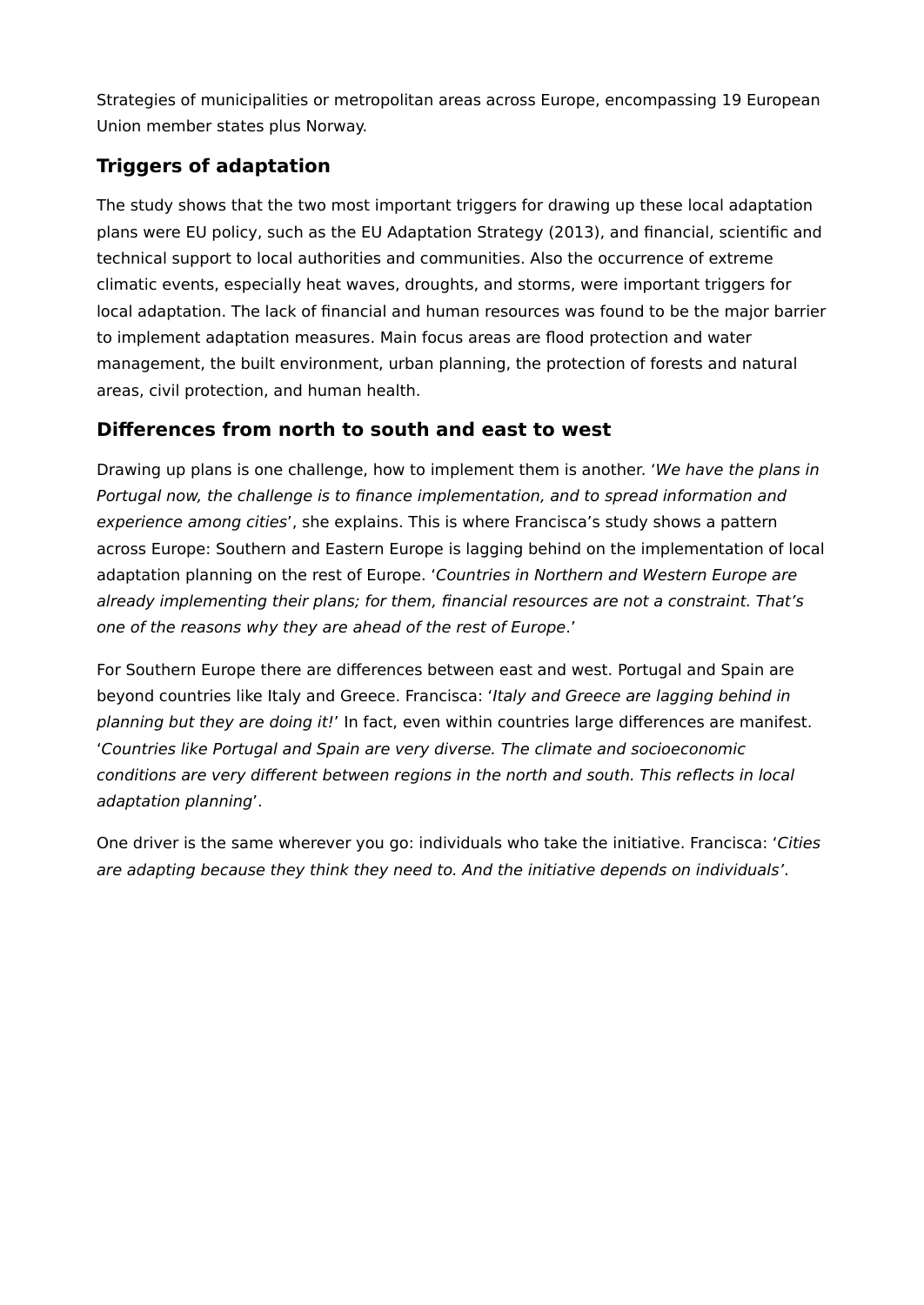Strategies of municipalities or metropolitan areas across Europe, encompassing 19 European Union member states plus Norway.

## Triggers of adaptation

The study shows that the two most important triggers for drawing up these local adaptation plans were EU policy, such as the EU Adaptation Strategy (2013), and financial, scientific and technical support to local authorities and communities. Also the occurrence of extreme climatic events, especially heat waves, droughts, and storms, were important triggers for local adaptation. The lack of financial and human resources was found to be the major barrier to implement adaptation measures. Main focus areas are flood protection and water management, the built environment, urban planning, the protection of forests and natural areas, civil protection, and human health.

## Differences from north to south and east to west

Drawing up plans is one challenge, how to implement them is another. '*We have the plans in Portugal now, the challenge is to finance implementation, and to spread information and experience among cities*', she explains. This is where Francisca's study shows a pattern across Europe: Southern and Eastern Europe is lagging behind on the implementation of local adaptation planning on the rest of Europe. '*Countries in Northern and Western Europe are already implementing their plans; for them, financial resources are not a constraint. That's one of the reasons why they are ahead of the rest of Europe*.'

For Southern Europe there are differences between east and west. Portugal and Spain are beyond countries like Italy and Greece. Francisca: '*Italy and Greece are lagging behind in planning but they are doing it!*' In fact, even within countries large differences are manifest. '*Countries like Portugal and Spain are very diverse. The climate and socioeconomic conditions are very different between regions in the north and south. This reflects in local adaptation planning*'.

One driver is the same wherever you go: individuals who take the initiative. Francisca: '*Cities are adapting because they think they need to. And the initiative depends on individuals'*.